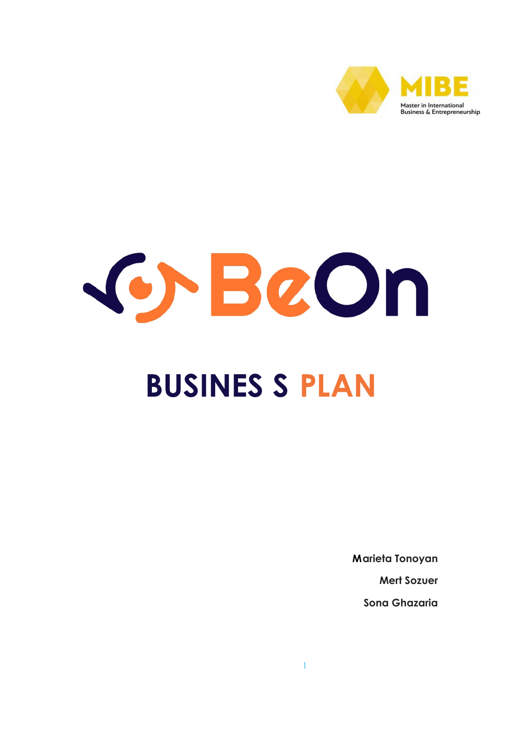MIBE

Master in International Business & Entrepreneurship

# BeOn

# BUSINES S PLAN

**Marieta Tonoyan**

**Mert Sozuer**

**Sona Ghazaria**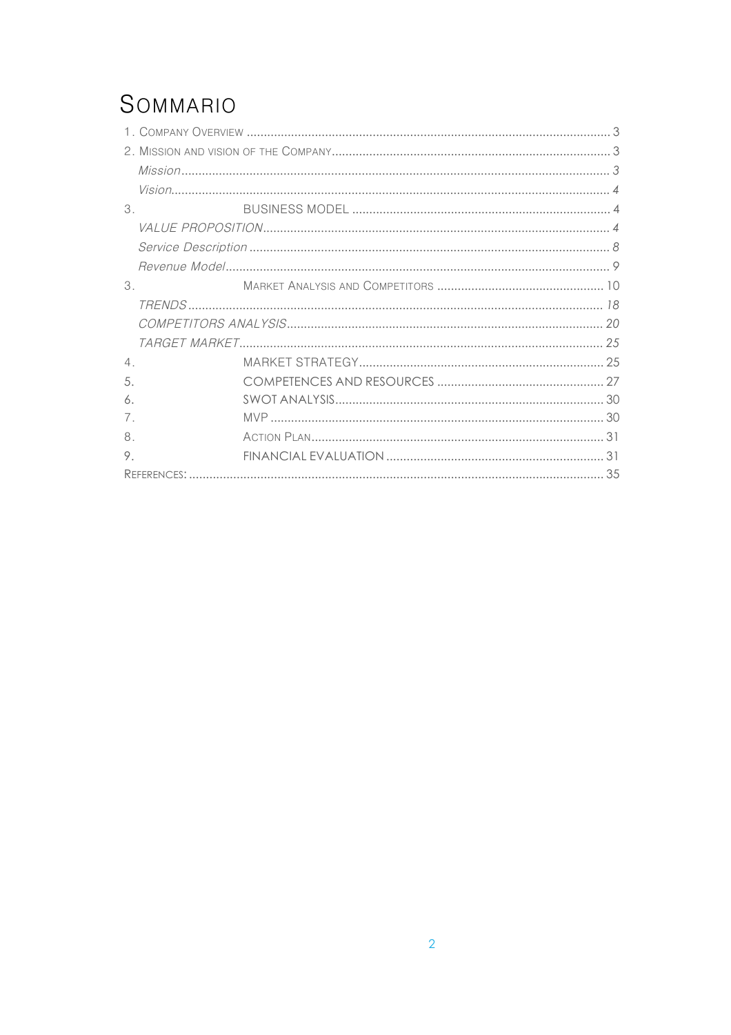# SOMMARIO

1. COMPANY OVERVIEW ........................................................................................................ 3
2. MISSION AND VISION OF THE COMPANY ................................................................................ 3
   *Mission* ........................................................................................................................ 3
   *Vision* .......................................................................................................................... 4
3. BUSINESS MODEL ............................................................................................................ 4
   *VALUE PROPOSITION* ..................................................................................................... 4
   *Service Description* ........................................................................................................ 8
   *Revenue Model* ............................................................................................................... 9
3. MARKET ANALYSIS AND COMPETITORS ................................................................................ 10
   *TRENDS* ....................................................................................................................... 18
   *COMPETITORS ANALYSIS* ................................................................................................. 20
   *TARGET MARKET* ............................................................................................................ 25
4. MARKET STRATEGY ........................................................................................................ 25
5. COMPETENCES AND RESOURCES ......................................................................................... 27
6. SWOT ANALYSIS ............................................................................................................. 30
7. MVP ............................................................................................................................... 30
8. ACTION PLAN .................................................................................................................. 31
9. FINANCIAL EVALUATION ................................................................................................... 31

REFERENCES: ....................................................................................................................... 35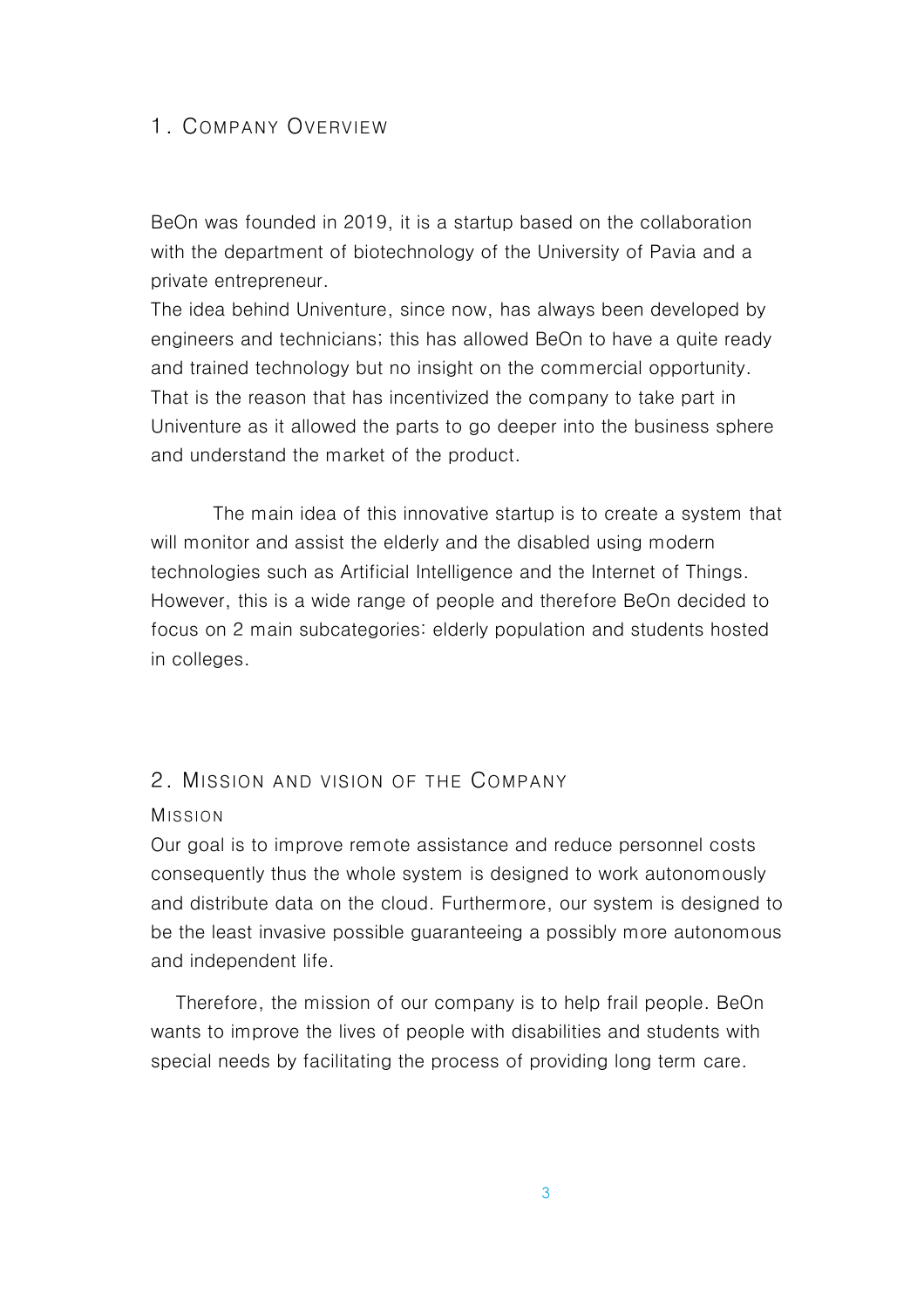## 1. Company Overview

BeOn was founded in 2019, it is a startup based on the collaboration with the department of biotechnology of the University of Pavia and a private entrepreneur.
The idea behind Univenture, since now, has always been developed by engineers and technicians; this has allowed BeOn to have a quite ready and trained technology but no insight on the commercial opportunity. That is the reason that has incentivized the company to take part in Univenture as it allowed the parts to go deeper into the business sphere and understand the market of the product.

The main idea of this innovative startup is to create a system that will monitor and assist the elderly and the disabled using modern technologies such as Artificial Intelligence and the Internet of Things. However, this is a wide range of people and therefore BeOn decided to focus on 2 main subcategories: elderly population and students hosted in colleges.

## 2. Mission and vision of the Company

### Mission

Our goal is to improve remote assistance and reduce personnel costs consequently thus the whole system is designed to work autonomously and distribute data on the cloud. Furthermore, our system is designed to be the least invasive possible guaranteeing a possibly more autonomous and independent life.

Therefore, the mission of our company is to help frail people. BeOn wants to improve the lives of people with disabilities and students with special needs by facilitating the process of providing long term care.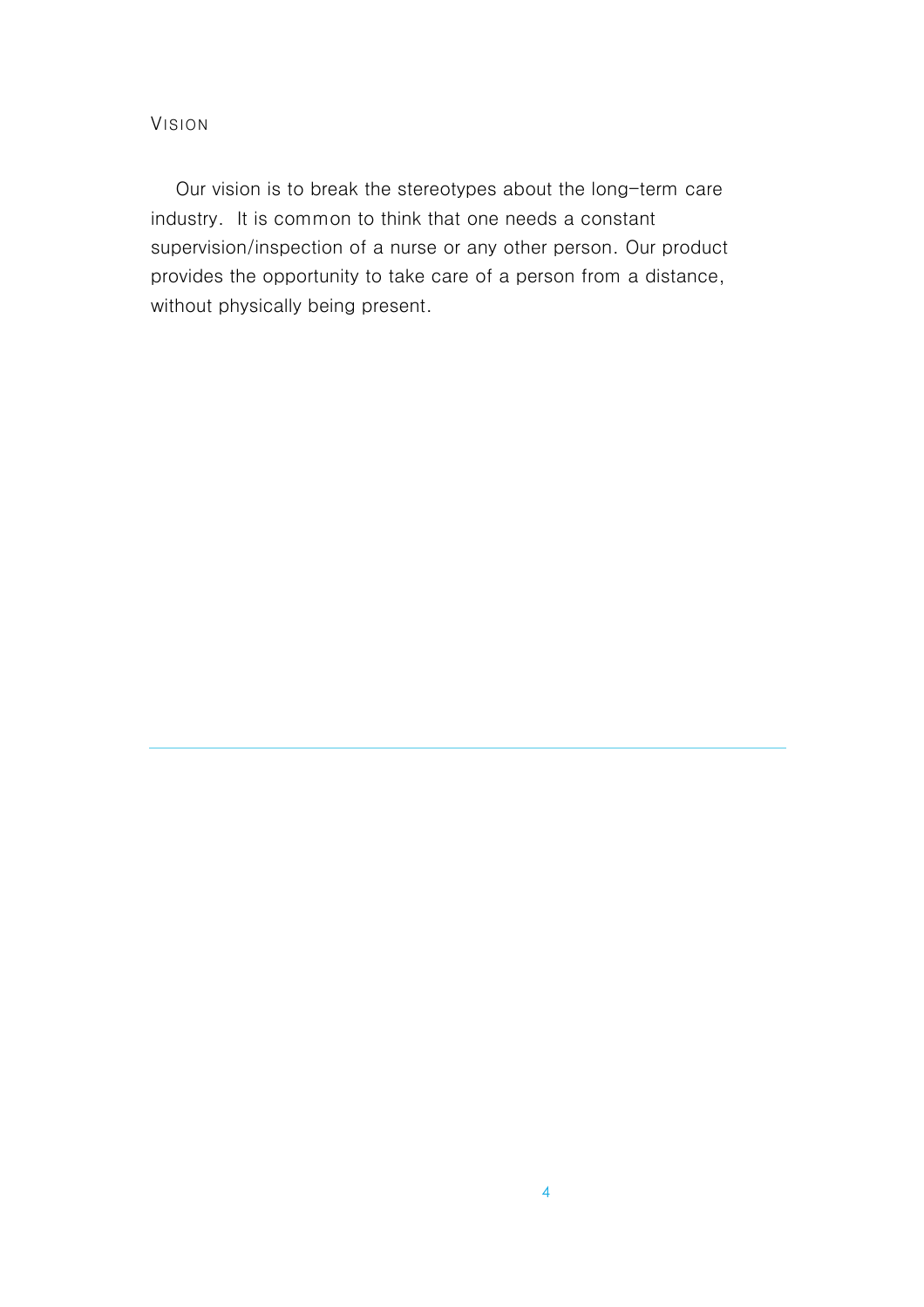## Vision

Our vision is to break the stereotypes about the long-term care industry. It is common to think that one needs a constant supervision/inspection of a nurse or any other person. Our product provides the opportunity to take care of a person from a distance, without physically being present.